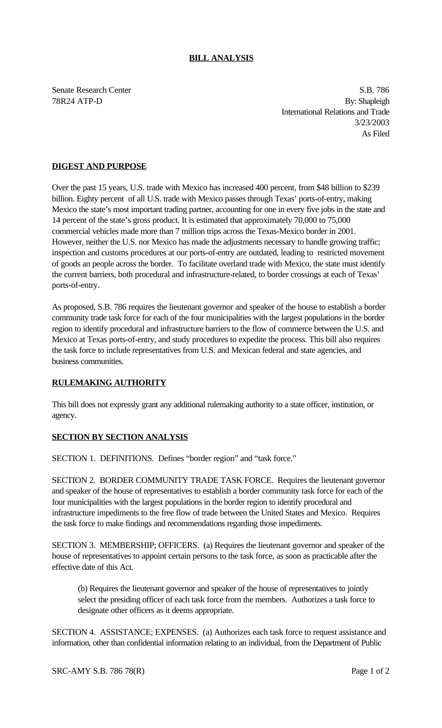# BILL ANALYSIS

Senate Research Center
78R24 ATP-D

S.B. 786
By: Shapleigh
International Relations and Trade
3/23/2003
As Filed

## DIGEST AND PURPOSE

Over the past 15 years, U.S. trade with Mexico has increased 400 percent, from $48 billion to $239 billion. Eighty percent of all U.S. trade with Mexico passes through Texas' ports-of-entry, making Mexico the state's most important trading partner, accounting for one in every five jobs in the state and 14 percent of the state's gross product. It is estimated that approximately 70,000 to 75,000 commercial vehicles made more than 7 million trips across the Texas-Mexico border in 2001. However, neither the U.S. nor Mexico has made the adjustments necessary to handle growing traffic; inspection and customs procedures at our ports-of-entry are outdated, leading to restricted movement of goods an people across the border. To facilitate overland trade with Mexico, the state must identify the current barriers, both procedural and infrastructure-related, to border crossings at each of Texas' ports-of-entry.

As proposed, S.B. 786 requires the lieutenant governor and speaker of the house to establish a border community trade task force for each of the four municipalities with the largest populations in the border region to identify procedural and infrastructure barriers to the flow of commerce between the U.S. and Mexico at Texas ports-of-entry, and study procedures to expedite the process. This bill also requires the task force to include representatives from U.S. and Mexican federal and state agencies, and business communities.

## RULEMAKING AUTHORITY

This bill does not expressly grant any additional rulemaking authority to a state officer, institution, or agency.

## SECTION BY SECTION ANALYSIS

SECTION 1. DEFINITIONS. Defines "border region" and "task force."

SECTION 2. BORDER COMMUNITY TRADE TASK FORCE. Requires the lieutenant governor and speaker of the house of representatives to establish a border community task force for each of the four municipalities with the largest populations in the border region to identify procedural and infrastructure impediments to the free flow of trade between the United States and Mexico. Requires the task force to make findings and recommendations regarding those impediments.

SECTION 3. MEMBERSHIP; OFFICERS. (a) Requires the lieutenant governor and speaker of the house of representatives to appoint certain persons to the task force, as soon as practicable after the effective date of this Act.

(b) Requires the lieutenant governor and speaker of the house of representatives to jointly select the presiding officer of each task force from the members. Authorizes a task force to designate other officers as it deems appropriate.

SECTION 4. ASSISTANCE; EXPENSES. (a) Authorizes each task force to request assistance and information, other than confidential information relating to an individual, from the Department of Public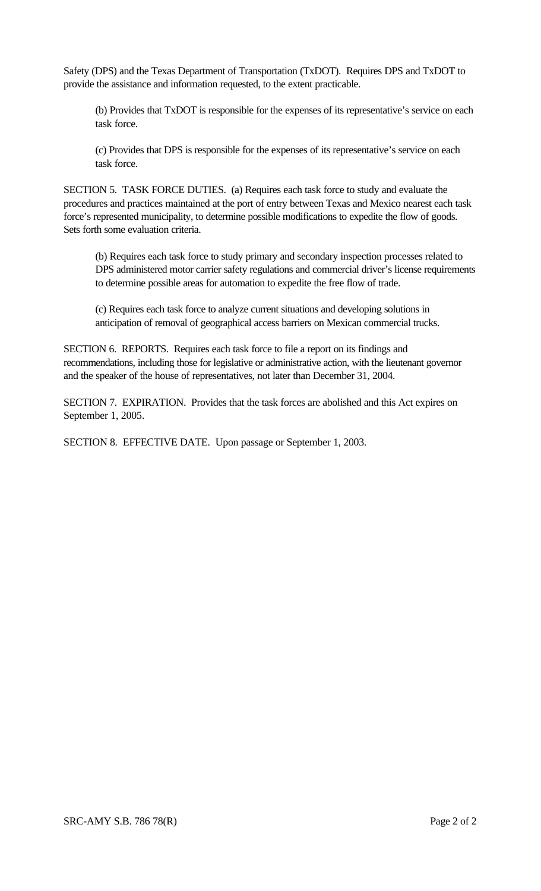Safety (DPS) and the Texas Department of Transportation (TxDOT). Requires DPS and TxDOT to provide the assistance and information requested, to the extent practicable.

(b) Provides that TxDOT is responsible for the expenses of its representative's service on each task force.

(c) Provides that DPS is responsible for the expenses of its representative's service on each task force.

SECTION 5. TASK FORCE DUTIES. (a) Requires each task force to study and evaluate the procedures and practices maintained at the port of entry between Texas and Mexico nearest each task force's represented municipality, to determine possible modifications to expedite the flow of goods. Sets forth some evaluation criteria.

(b) Requires each task force to study primary and secondary inspection processes related to DPS administered motor carrier safety regulations and commercial driver's license requirements to determine possible areas for automation to expedite the free flow of trade.

(c) Requires each task force to analyze current situations and developing solutions in anticipation of removal of geographical access barriers on Mexican commercial trucks.

SECTION 6. REPORTS. Requires each task force to file a report on its findings and recommendations, including those for legislative or administrative action, with the lieutenant governor and the speaker of the house of representatives, not later than December 31, 2004.

SECTION 7. EXPIRATION. Provides that the task forces are abolished and this Act expires on September 1, 2005.

SECTION 8. EFFECTIVE DATE. Upon passage or September 1, 2003.